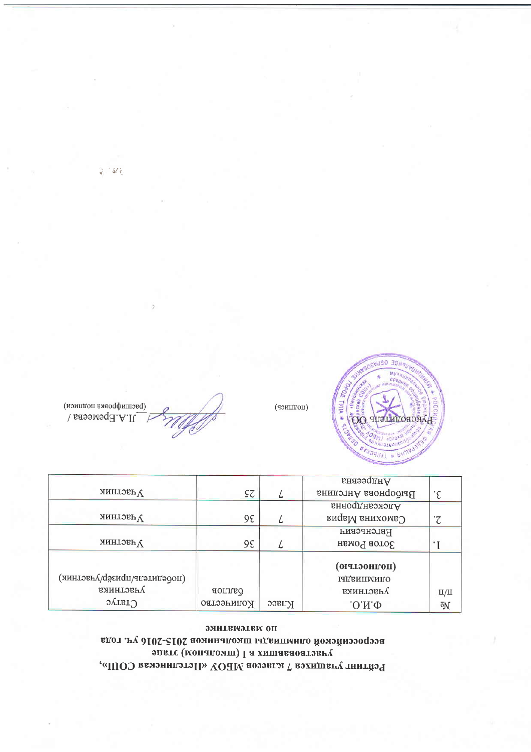**Рейтинг учащихся 7 классов МБОУ «Петелинская СОШ», участвовавших в I (школьном) этапе всероссийской олимпиады школьников 2015-2016 уч. года по математике**

| № п/п | Ф.И.О. участника олимпиады (полностью) | Класс | Количество баллов | Статус участника (победитель/призёр/участник) |
|---|---|---|---|---|
| 1. | Золов Роман Евгеньевич | 7 | 36 | Участник |
| 2. | Самохина Мария Александровна | 7 | 36 | Участник |
| 3. | Выборнова Ангелина Андреевна | 7 | 25 | Участник |

Руководитель ОО: ____________ (подпись) / Л.А.Еремеева / (расшифровка подписи)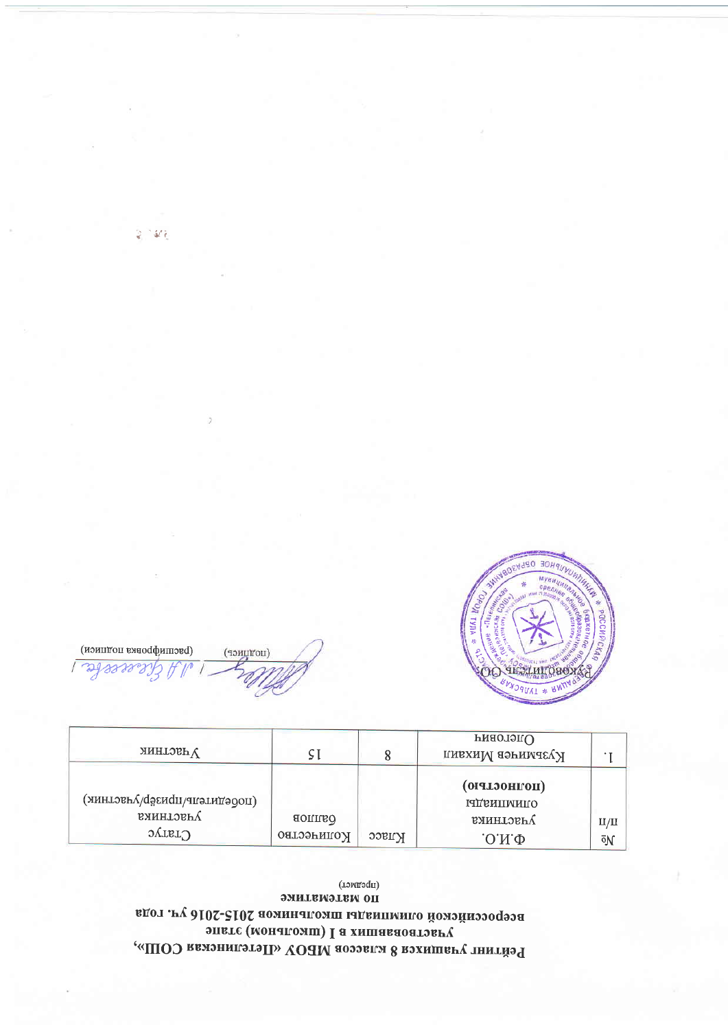**Рейтинг учащихся 8 классов МБОУ «Петелинская СОШ», участвовавших в I (школьном) этапе всероссийской олимпиады школьников 2015-2016 уч. года по математике**

(предмет)

| № п/п | Ф.И.О. участника олимпиады (полностью) | Класс | Количество баллов | Статус участника (победитель/призёр/участник) |
|---|---|---|---|---|
| 1. | Кузьмичев Михаил Олегович | 8 | 15 | Участник |

Руководитель ОО: _______ (подпись) / _______ (расшифровка подписи)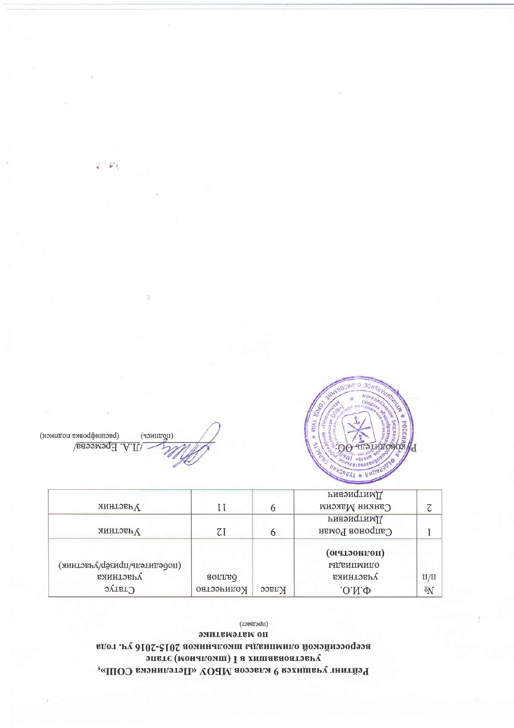**Рейтинг учащихся 9 классов МБОУ «Пегелинска СОШ», участвовавших в I (школьном) этапе всероссийской олимпиады школьников 2015-2016 уч. года по математике**

(предмет)

| № п/п | Ф.И.О. участника олимпиады (полностью) | Класс | Количество баллов | Статус участника (победитель/призёр/участник) |
|---|---|---|---|---|
| 1 | Сапронов Роман Дмитриевич | 9 | 12 | Участник |
| 2 | Санкин Максим Дмитриевич | 9 | 11 | Участник |

Руководитель ОО: _______ /Л.А. Еремеева/

(подпись) (расшифровка подписи)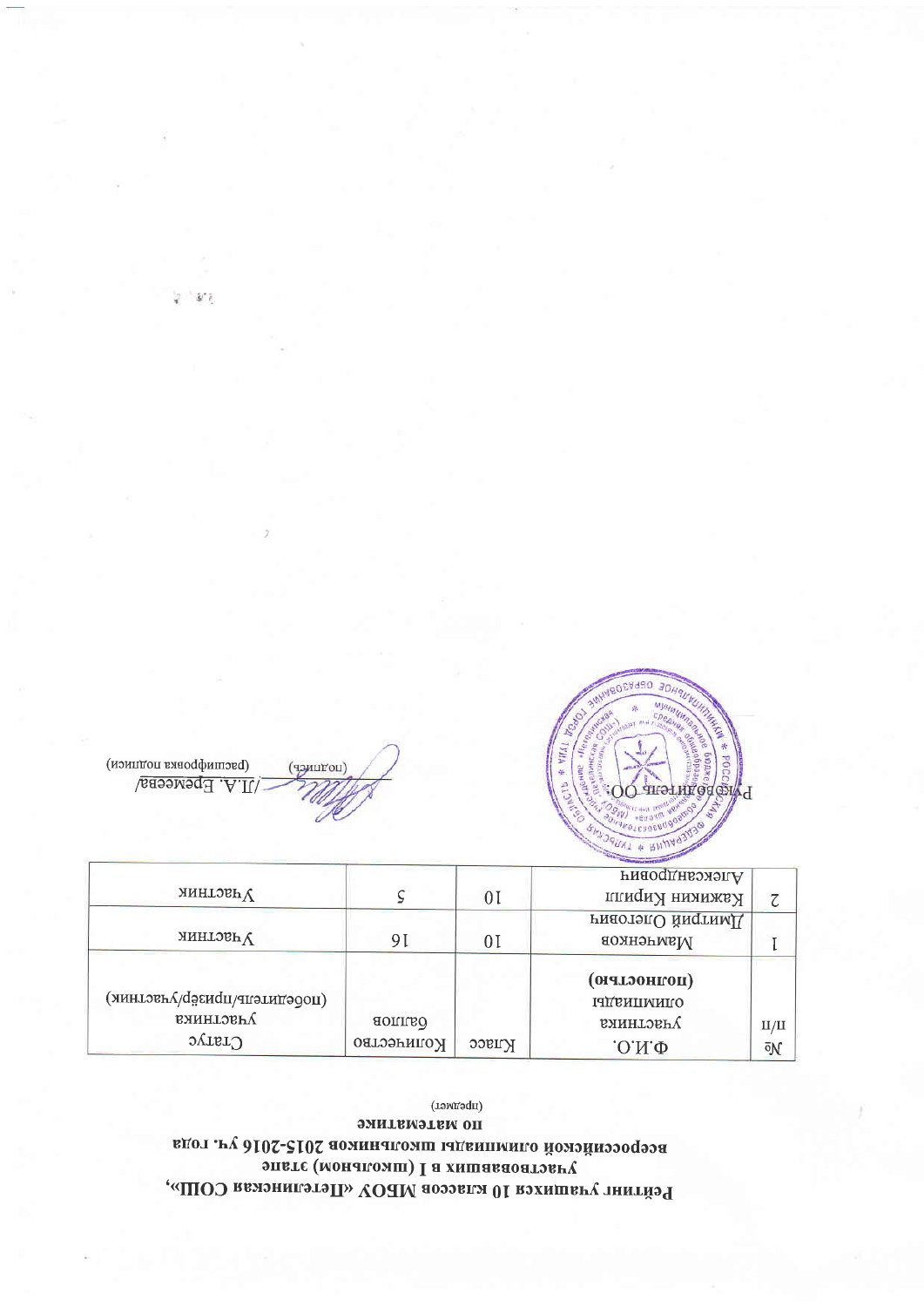**Рейтинг учащихся 10 классов МБОУ «Петелинская СОШ», участвовавших в I (школьном) этапе всероссийской олимпиады школьников 2015-2016 уч. года по математике**

(предмет)

| № п/п | Ф.И.О. участника олимпиады (полностью) | Класс | Количество баллов | Статус участника (победитель/призёр/участник) |
|---|---|---|---|---|
| 1 | Мамченков Дмитрий Олегович | 10 | 16 | Участник |
| 2 | Кажикин Кирилл Александрович | 10 | 5 | Участник |

Руководитель ОО: _____________ /Л.А. Еремеева/

(подпись) (расшифровка подписи)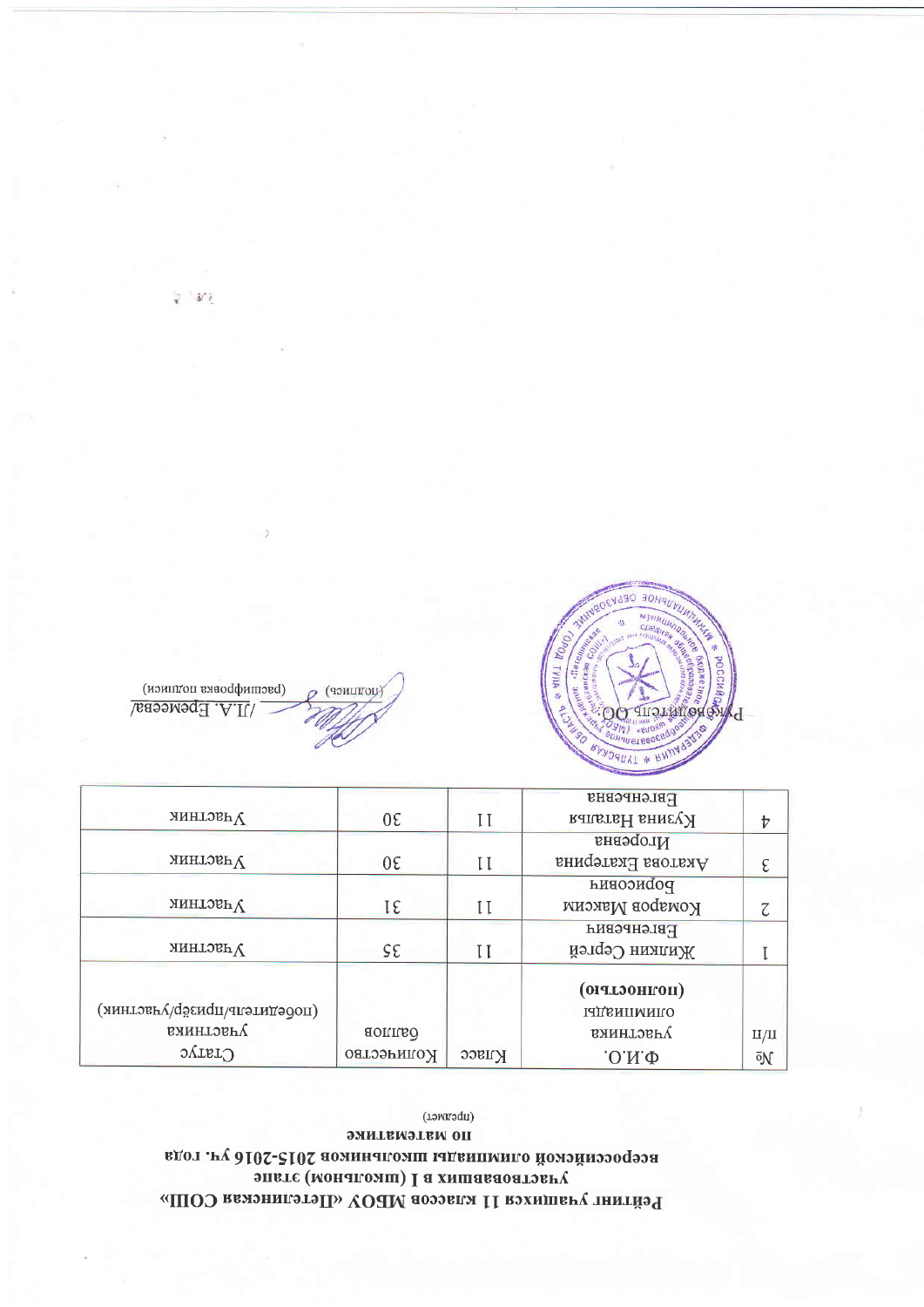**Рейтинг учащихся 11 классов МБОУ «Петелинская СОШ»**
**участвовавших в I (школьном) этапе**
**всероссийской олимпиады школьников 2015-2016 уч. года**
**по математике**

(предмет)

| № п/п | Ф.И.О. участника олимпиады (полностью) | Класс | Количество баллов | Статус участника (победитель/призёр/участник) |
|---|---|---|---|---|
| 1 | Жилкин Сергей Евгеньевич | 11 | 35 | Участник |
| 2 | Комаров Максим Борисович | 11 | 31 | Участник |
| 3 | Акатова Екатерина Игоревна | 11 | 30 | Участник |
| 4 | Кузина Наталья Евгеньевна | 11 | 30 | Участник |

Руководитель ОО ____________ (подпись) /Л.А. Еремеева/ (расшифровка подписи)